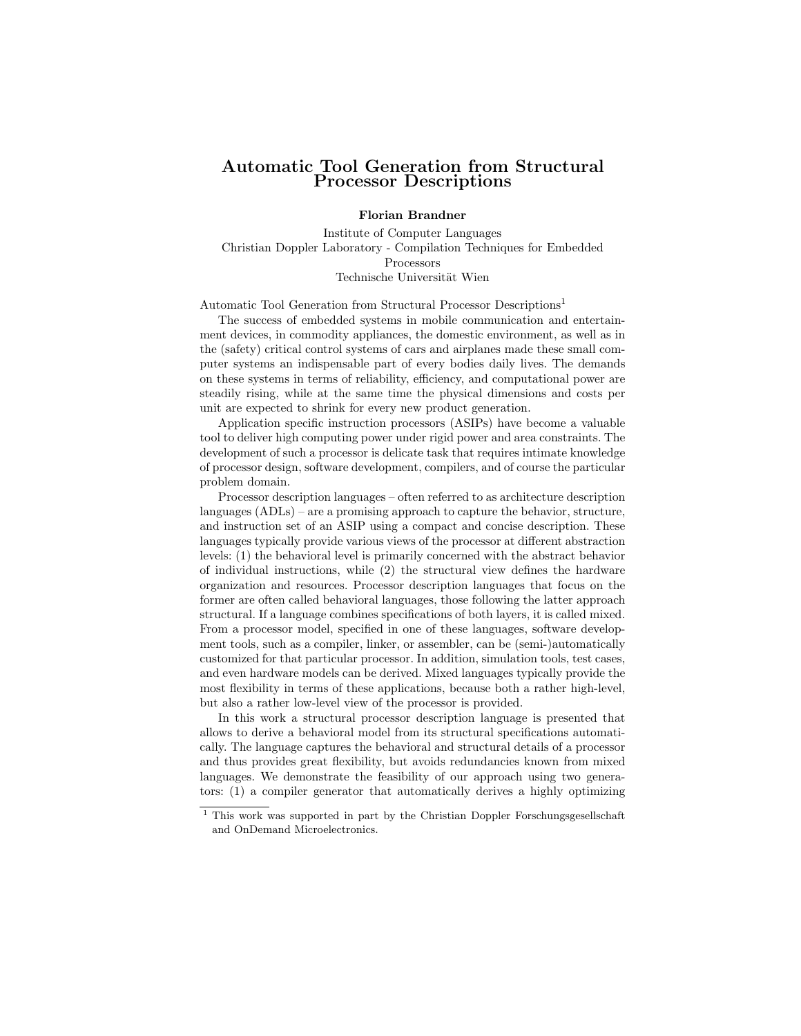# Automatic Tool Generation from Structural Processor Descriptions

**Florian Brandner**

Institute of Computer Languages
Christian Doppler Laboratory - Compilation Techniques for Embedded Processors
Technische Universität Wien

Automatic Tool Generation from Structural Processor Descriptions[1]

The success of embedded systems in mobile communication and entertainment devices, in commodity appliances, the domestic environment, as well as in the (safety) critical control systems of cars and airplanes made these small computer systems an indispensable part of every bodies daily lives. The demands on these systems in terms of reliability, efficiency, and computational power are steadily rising, while at the same time the physical dimensions and costs per unit are expected to shrink for every new product generation.

Application specific instruction processors (ASIPs) have become a valuable tool to deliver high computing power under rigid power and area constraints. The development of such a processor is delicate task that requires intimate knowledge of processor design, software development, compilers, and of course the particular problem domain.

Processor description languages – often referred to as architecture description languages (ADLs) – are a promising approach to capture the behavior, structure, and instruction set of an ASIP using a compact and concise description. These languages typically provide various views of the processor at different abstraction levels: (1) the behavioral level is primarily concerned with the abstract behavior of individual instructions, while (2) the structural view defines the hardware organization and resources. Processor description languages that focus on the former are often called behavioral languages, those following the latter approach structural. If a language combines specifications of both layers, it is called mixed. From a processor model, specified in one of these languages, software development tools, such as a compiler, linker, or assembler, can be (semi-)automatically customized for that particular processor. In addition, simulation tools, test cases, and even hardware models can be derived. Mixed languages typically provide the most flexibility in terms of these applications, because both a rather high-level, but also a rather low-level view of the processor is provided.

In this work a structural processor description language is presented that allows to derive a behavioral model from its structural specifications automatically. The language captures the behavioral and structural details of a processor and thus provides great flexibility, but avoids redundancies known from mixed languages. We demonstrate the feasibility of our approach using two generators: (1) a compiler generator that automatically derives a highly optimizing

[1] This work was supported in part by the Christian Doppler Forschungsgesellschaft and OnDemand Microelectronics.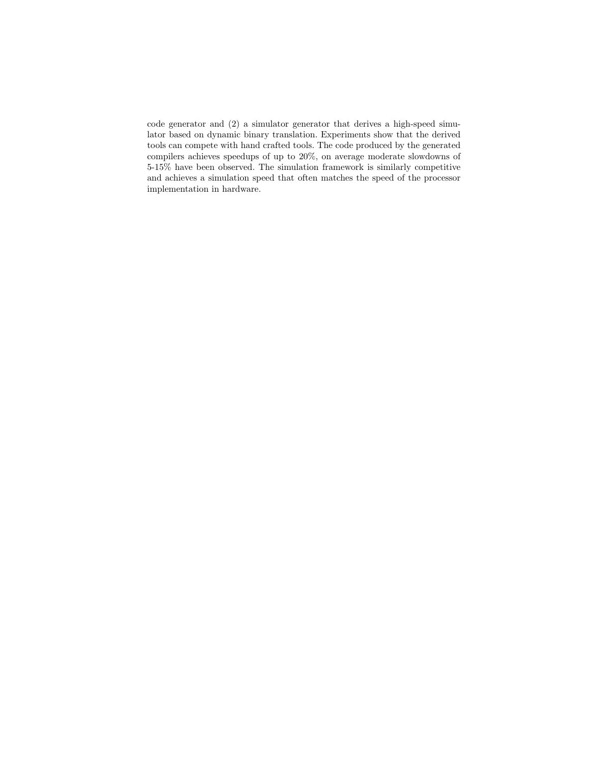code generator and (2) a simulator generator that derives a high-speed simulator based on dynamic binary translation. Experiments show that the derived tools can compete with hand crafted tools. The code produced by the generated compilers achieves speedups of up to 20%, on average moderate slowdowns of 5-15% have been observed. The simulation framework is similarly competitive and achieves a simulation speed that often matches the speed of the processor implementation in hardware.